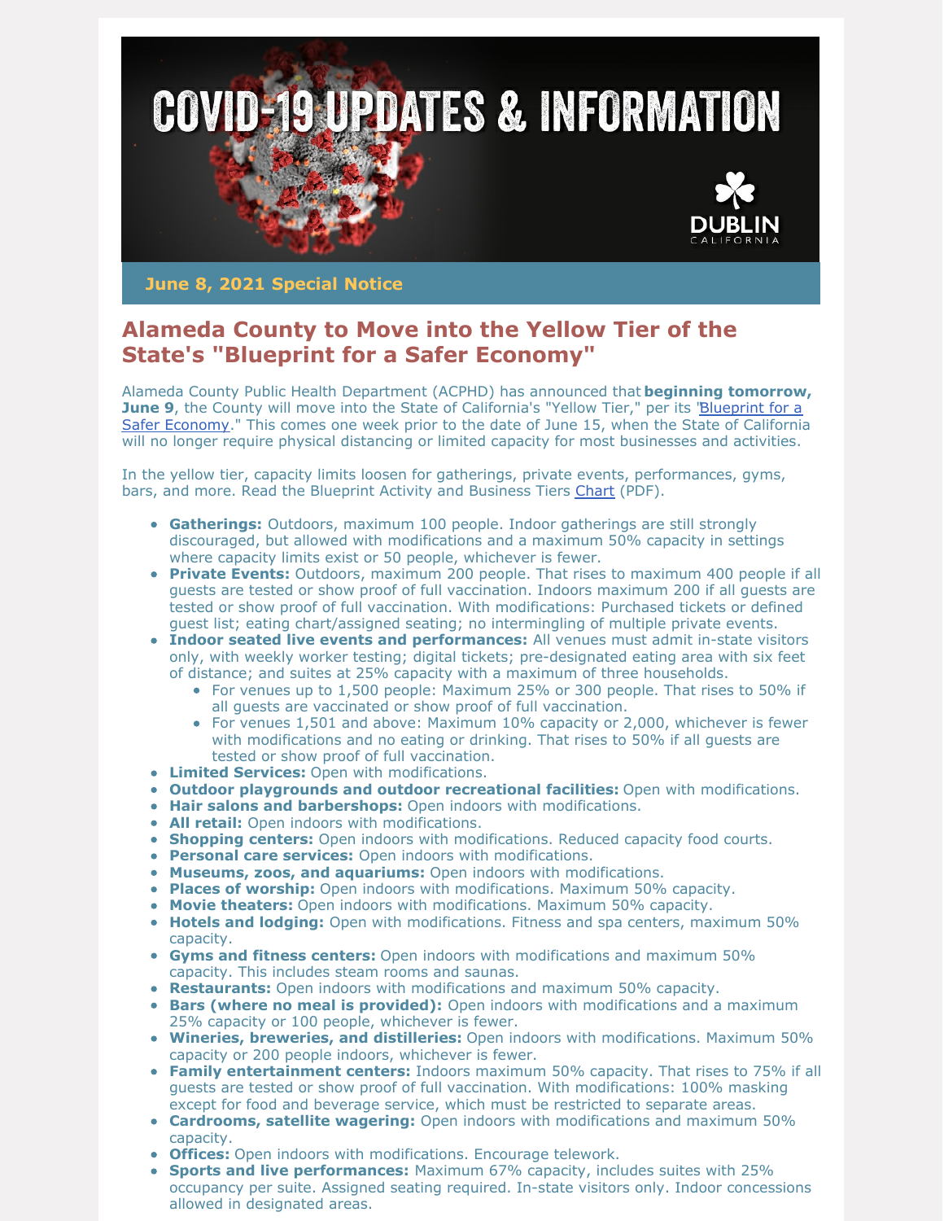# COVID-19 UPDATES & INFORMATION

DUBLIN CALIFORNIA

**June 8, 2021 Special Notice**

## Alameda County to Move into the Yellow Tier of the State's "Blueprint for a Safer Economy"

Alameda County Public Health Department (ACPHD) has announced that **beginning tomorrow, June 9**, the County will move into the State of California's "Yellow Tier," per its "Blueprint for a Safer Economy." This comes one week prior to the date of June 15, when the State of California will no longer require physical distancing or limited capacity for most businesses and activities.

In the yellow tier, capacity limits loosen for gatherings, private events, performances, gyms, bars, and more. Read the Blueprint Activity and Business Tiers Chart (PDF).

- **Gatherings:** Outdoors, maximum 100 people. Indoor gatherings are still strongly discouraged, but allowed with modifications and a maximum 50% capacity in settings where capacity limits exist or 50 people, whichever is fewer.
- **Private Events:** Outdoors, maximum 200 people. That rises to maximum 400 people if all guests are tested or show proof of full vaccination. Indoors maximum 200 if all guests are tested or show proof of full vaccination. With modifications: Purchased tickets or defined guest list; eating chart/assigned seating; no intermingling of multiple private events.
- **Indoor seated live events and performances:** All venues must admit in-state visitors only, with weekly worker testing; digital tickets; pre-designated eating area with six feet of distance; and suites at 25% capacity with a maximum of three households.
  - For venues up to 1,500 people: Maximum 25% or 300 people. That rises to 50% if all guests are vaccinated or show proof of full vaccination.
  - For venues 1,501 and above: Maximum 10% capacity or 2,000, whichever is fewer with modifications and no eating or drinking. That rises to 50% if all guests are tested or show proof of full vaccination.
- **Limited Services:** Open with modifications.
- **Outdoor playgrounds and outdoor recreational facilities:** Open with modifications.
- **Hair salons and barbershops:** Open indoors with modifications.
- **All retail:** Open indoors with modifications.
- **Shopping centers:** Open indoors with modifications. Reduced capacity food courts.
- **Personal care services:** Open indoors with modifications.
- **Museums, zoos, and aquariums:** Open indoors with modifications.
- **Places of worship:** Open indoors with modifications. Maximum 50% capacity.
- **Movie theaters:** Open indoors with modifications. Maximum 50% capacity.
- **Hotels and lodging:** Open with modifications. Fitness and spa centers, maximum 50% capacity.
- **Gyms and fitness centers:** Open indoors with modifications and maximum 50% capacity. This includes steam rooms and saunas.
- **Restaurants:** Open indoors with modifications and maximum 50% capacity.
- **Bars (where no meal is provided):** Open indoors with modifications and a maximum 25% capacity or 100 people, whichever is fewer.
- **Wineries, breweries, and distilleries:** Open indoors with modifications. Maximum 50% capacity or 200 people indoors, whichever is fewer.
- **Family entertainment centers:** Indoors maximum 50% capacity. That rises to 75% if all guests are tested or show proof of full vaccination. With modifications: 100% masking except for food and beverage service, which must be restricted to separate areas.
- **Cardrooms, satellite wagering:** Open indoors with modifications and maximum 50% capacity.
- **Offices:** Open indoors with modifications. Encourage telework.
- **Sports and live performances:** Maximum 67% capacity, includes suites with 25% occupancy per suite. Assigned seating required. In-state visitors only. Indoor concessions allowed in designated areas.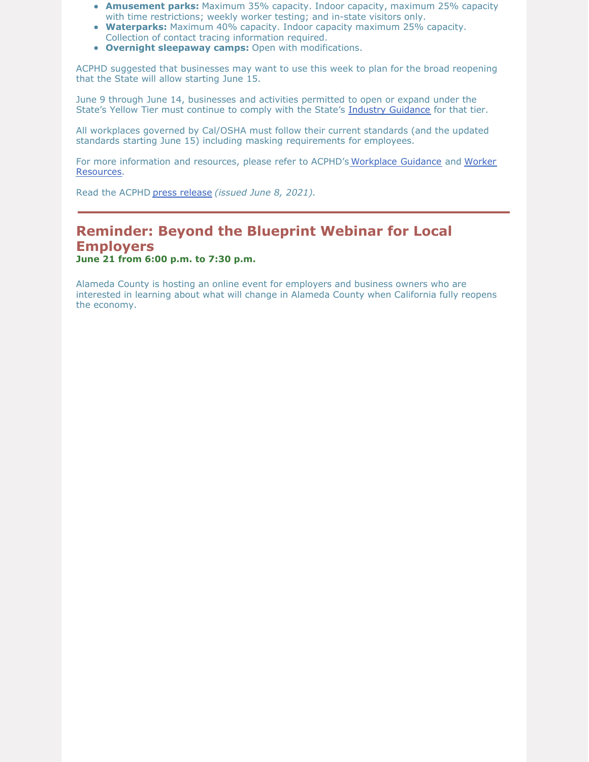- **Amusement parks:** Maximum 35% capacity. Indoor capacity, maximum 25% capacity with time restrictions; weekly worker testing; and in-state visitors only.
- **Waterparks:** Maximum 40% capacity. Indoor capacity maximum 25% capacity. Collection of contact tracing information required.
- **Overnight sleepaway camps:** Open with modifications.

ACPHD suggested that businesses may want to use this week to plan for the broad reopening that the State will allow starting June 15.

June 9 through June 14, businesses and activities permitted to open or expand under the State's Yellow Tier must continue to comply with the State's Industry Guidance for that tier.

All workplaces governed by Cal/OSHA must follow their current standards (and the updated standards starting June 15) including masking requirements for employees.

For more information and resources, please refer to ACPHD's Workplace Guidance and Worker Resources.

Read the ACPHD press release *(issued June 8, 2021)*.

---

## Reminder: Beyond the Blueprint Webinar for Local Employers

**June 21 from 6:00 p.m. to 7:30 p.m.**

Alameda County is hosting an online event for employers and business owners who are interested in learning about what will change in Alameda County when California fully reopens the economy.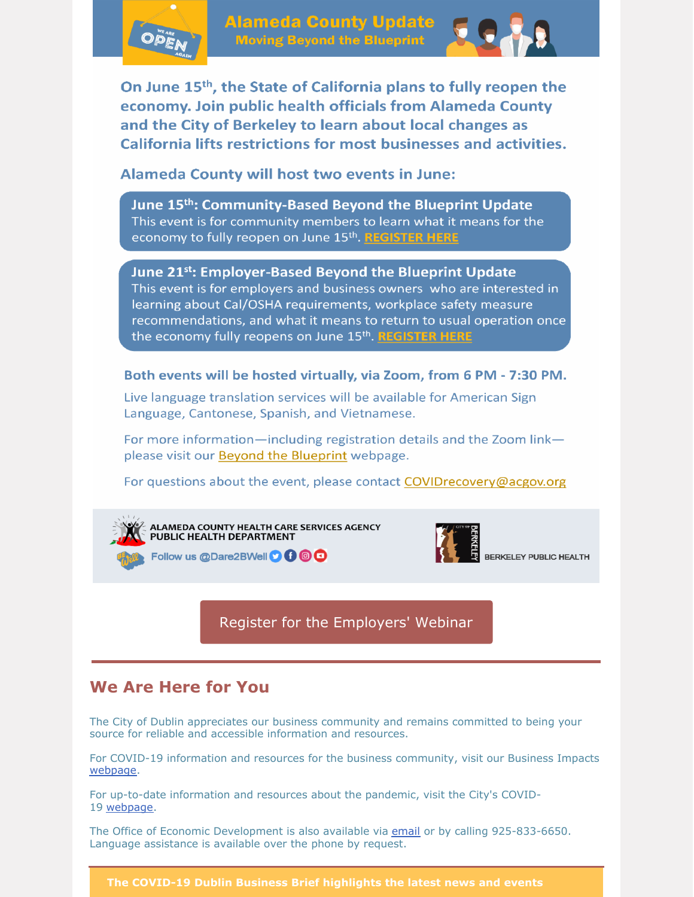## Alameda County Update

### Moving Beyond the Blueprint

**On June 15th, the State of California plans to fully reopen the economy. Join public health officials from Alameda County and the City of Berkeley to learn about local changes as California lifts restrictions for most businesses and activities.**

**Alameda County will host two events in June:**

**June 15th: Community-Based Beyond the Blueprint Update**
This event is for community members to learn what it means for the economy to fully reopen on June 15th. **REGISTER HERE**

**June 21st: Employer-Based Beyond the Blueprint Update**
This event is for employers and business owners who are interested in learning about Cal/OSHA requirements, workplace safety measure recommendations, and what it means to return to usual operation once the economy fully reopens on June 15th. **REGISTER HERE**

**Both events will be hosted virtually, via Zoom, from 6 PM - 7:30 PM.**

Live language translation services will be available for American Sign Language, Cantonese, Spanish, and Vietnamese.

For more information—including registration details and the Zoom link—please visit our Beyond the Blueprint webpage.

For questions about the event, please contact COVIDrecovery@acgov.org

ALAMEDA COUNTY HEALTH CARE SERVICES AGENCY
PUBLIC HEALTH DEPARTMENT
Follow us @Dare2BWell

BERKELEY PUBLIC HEALTH

Register for the Employers' Webinar

## We Are Here for You

The City of Dublin appreciates our business community and remains committed to being your source for reliable and accessible information and resources.

For COVID-19 information and resources for the business community, visit our Business Impacts webpage.

For up-to-date information and resources about the pandemic, visit the City's COVID-19 webpage.

The Office of Economic Development is also available via email or by calling 925-833-6650. Language assistance is available over the phone by request.

**The COVID-19 Dublin Business Brief highlights the latest news and events**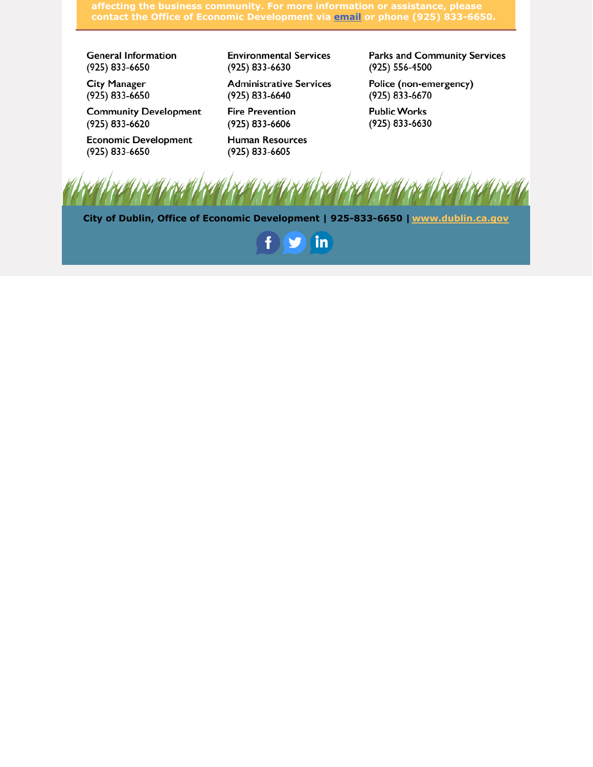**affecting the business community. For more information or assistance, please contact the Office of Economic Development via email or phone (925) 833-6650.**

**General Information**
(925) 833-6650

**City Manager**
(925) 833-6650

**Community Development**
(925) 833-6620

**Economic Development**
(925) 833-6650

**Environmental Services**
(925) 833-6630

**Administrative Services**
(925) 833-6640

**Fire Prevention**
(925) 833-6606

**Human Resources**
(925) 833-6605

**Parks and Community Services**
(925) 556-4500

**Police (non-emergency)**
(925) 833-6670

**Public Works**
(925) 833-6630

**City of Dublin, Office of Economic Development | 925-833-6650 | www.dublin.ca.gov**